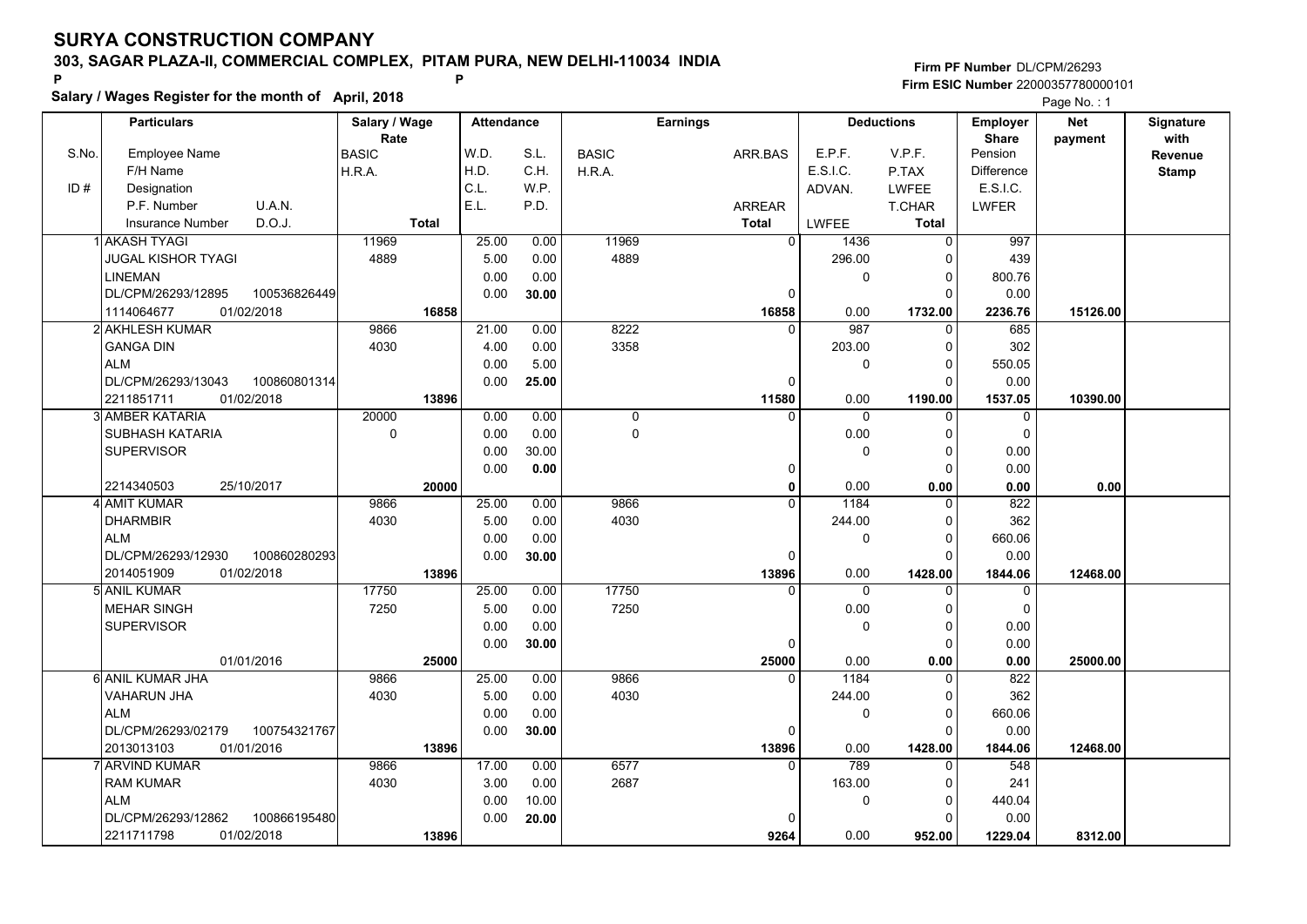# SURYA CONSTRUCTION COMPANY

**303, SAGAR PLAZA-II, COMMERCIAL COMPLEX, PITAM PURA, NEW DELHI-110034 INDIA**

**Salary / Wages Register for the month of April, 2018**

**Firm PF Number** DL/CPM/26293
**Firm ESIC Number** 22000357780000101

| S.No. / ID # | Employee Name / F/H Name / Designation / P.F. Number / U.A.N. / Insurance Number / D.O.J. | Salary / Wage Rate: BASIC / H.R.A. / Total | Attendance: W.D. / H.D. / C.L. / E.L. | S.L. / C.H. / W.P. / P.D. | Earnings: BASIC / H.R.A. | ARR.BAS / ARREAR / Total | Deductions: E.P.F. / E.S.I.C. / ADVAN. / LWFEE | V.P.F. / P.TAX / LWFEE / T.CHAR / Total | Employer Share: Pension / Difference / E.S.I.C. / LWFER | Net payment | Signature with Revenue Stamp |
|---|---|---|---|---|---|---|---|---|---|---|---|
| 1 | AKASH TYAGI / JUGAL KISHOR TYAGI / LINEMAN / DL/CPM/26293/12895 / 100536826449 / 1114064677 / 01/02/2018 | 11969 / 4889 / 16858 | 25.00 / 5.00 / 0.00 / 0.00 | 0.00 / 0.00 / 0.00 / 30.00 | 11969 / 4889 | 0 / 0 / 16858 | 1436 / 296.00 / 0 / 0.00 | 0 / 0 / 0 / 0 / 1732.00 | 997 / 439 / 800.76 / 0.00 / 2236.76 | 15126.00 | |
| 2 | AKHLESH KUMAR / GANGA DIN / ALM / DL/CPM/26293/13043 / 100860801314 / 2211851711 / 01/02/2018 | 9866 / 4030 / 13896 | 21.00 / 4.00 / 0.00 / 0.00 | 0.00 / 0.00 / 5.00 / 25.00 | 8222 / 3358 | 0 / 0 / 11580 | 987 / 203.00 / 0 / 0.00 | 0 / 0 / 0 / 0 / 1190.00 | 685 / 302 / 550.05 / 0.00 / 1537.05 | 10390.00 | |
| 3 | AMBER KATARIA / SUBHASH KATARIA / SUPERVISOR / 2214340503 / 25/10/2017 | 20000 / 0 / 20000 | 0.00 / 0.00 / 0.00 / 0.00 | 0.00 / 0.00 / 30.00 / 0.00 | 0 / 0 | 0 / 0 / 0 | 0 / 0.00 / 0 / 0.00 | 0 / 0 / 0 / 0 / 0.00 | 0 / 0 / 0.00 / 0.00 / 0.00 | 0.00 | |
| 4 | AMIT KUMAR / DHARMBIR / ALM / DL/CPM/26293/12930 / 100860280293 / 2014051909 / 01/02/2018 | 9866 / 4030 / 13896 | 25.00 / 5.00 / 0.00 / 0.00 | 0.00 / 0.00 / 0.00 / 30.00 | 9866 / 4030 | 0 / 0 / 13896 | 1184 / 244.00 / 0 / 0.00 | 0 / 0 / 0 / 0 / 1428.00 | 822 / 362 / 660.06 / 0.00 / 1844.06 | 12468.00 | |
| 5 | ANIL KUMAR / MEHAR SINGH / SUPERVISOR / 01/01/2016 | 17750 / 7250 / 25000 | 25.00 / 5.00 / 0.00 / 0.00 | 0.00 / 0.00 / 0.00 / 30.00 | 17750 / 7250 | 0 / 0 / 25000 | 0 / 0.00 / 0 / 0.00 | 0 / 0 / 0 / 0 / 0.00 | 0 / 0 / 0.00 / 0.00 / 0.00 | 25000.00 | |
| 6 | ANIL KUMAR JHA / VAHARUN JHA / ALM / DL/CPM/26293/02179 / 100754321767 / 2013013103 / 01/01/2016 | 9866 / 4030 / 13896 | 25.00 / 5.00 / 0.00 / 0.00 | 0.00 / 0.00 / 0.00 / 30.00 | 9866 / 4030 | 0 / 0 / 13896 | 1184 / 244.00 / 0 / 0.00 | 0 / 0 / 0 / 0 / 1428.00 | 822 / 362 / 660.06 / 0.00 / 1844.06 | 12468.00 | |
| 7 | ARVIND KUMAR / RAM KUMAR / ALM / DL/CPM/26293/12862 / 100866195480 / 2211711798 / 01/02/2018 | 9866 / 4030 / 13896 | 17.00 / 3.00 / 0.00 / 0.00 | 0.00 / 0.00 / 10.00 / 20.00 | 6577 / 2687 | 0 / 0 / 9264 | 789 / 163.00 / 0 / 0.00 | 0 / 0 / 0 / 0 / 952.00 | 548 / 241 / 440.04 / 0.00 / 1229.04 | 8312.00 | |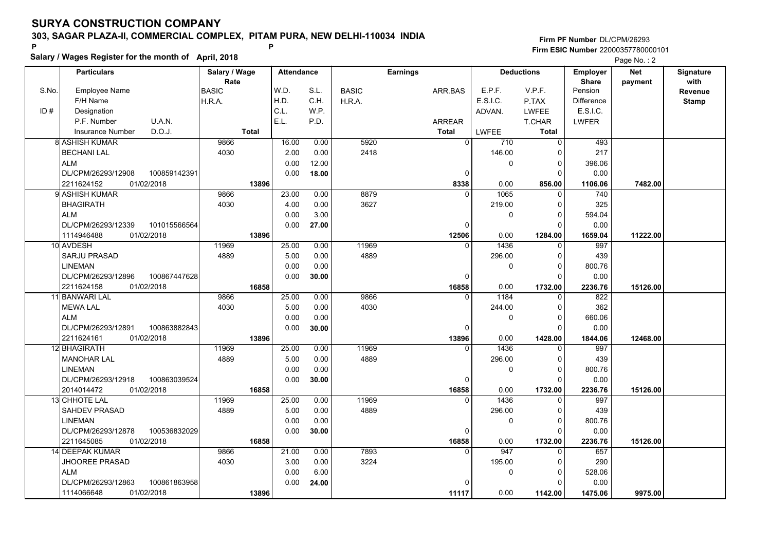# SURYA CONSTRUCTION COMPANY

**303, SAGAR PLAZA-II, COMMERCIAL COMPLEX, PITAM PURA, NEW DELHI-110034 INDIA**

**Firm PF Number** DL/CPM/26293

**Firm ESIC Number** 22000357780000101

**Salary / Wages Register for the month of April, 2018**

| S.No. / ID # | Employee Name / F/H Name / Designation / P.F. Number / U.A.N. / Insurance Number / D.O.J. | Salary / Wage Rate: BASIC / H.R.A. / Total | Attendance: W.D. / H.D. / C.L. / E.L. | Attendance: S.L. / C.H. / W.P. / P.D. | Earnings: BASIC / H.R.A. | Earnings: ARR.BAS / ARREAR / Total | Deductions: E.P.F. / E.S.I.C. / ADVAN. / LWFEE | Deductions: V.P.F. / P.TAX / LWFEE / T.CHAR / Total | Employer Share: Pension / Difference / E.S.I.C. / LWFER | Net payment | Signature with Revenue Stamp |
|---|---|---|---|---|---|---|---|---|---|---|---|
| 8 | ASHISH KUMAR<br>BECHANI LAL<br>ALM<br>DL/CPM/26293/12908 100859142391<br>2211624152 01/02/2018 | 9866<br>4030<br>13896 | 16.00<br>2.00<br>0.00<br>0.00 | 0.00<br>0.00<br>12.00<br>18.00 | 5920<br>2418 | 0<br>0<br>8338 | 710<br>146.00<br>0<br>0.00 | 0<br>0<br>0<br>0<br>856.00 | 493<br>217<br>396.06<br>0.00<br>1106.06 | 7482.00 | |
| 9 | ASHISH KUMAR<br>BHAGIRATH<br>ALM<br>DL/CPM/26293/12339 101015566564<br>1114946488 01/02/2018 | 9866<br>4030<br>13896 | 23.00<br>4.00<br>0.00<br>0.00 | 0.00<br>0.00<br>3.00<br>27.00 | 8879<br>3627 | 0<br>0<br>12506 | 1065<br>219.00<br>0<br>0.00 | 0<br>0<br>0<br>0<br>1284.00 | 740<br>325<br>594.04<br>0.00<br>1659.04 | 11222.00 | |
| 10 | AVDESH<br>SARJU PRASAD<br>LINEMAN<br>DL/CPM/26293/12896 100867447628<br>2211624158 01/02/2018 | 11969<br>4889<br>16858 | 25.00<br>5.00<br>0.00<br>0.00 | 0.00<br>0.00<br>0.00<br>30.00 | 11969<br>4889 | 0<br>0<br>16858 | 1436<br>296.00<br>0<br>0.00 | 0<br>0<br>0<br>0<br>1732.00 | 997<br>439<br>800.76<br>0.00<br>2236.76 | 15126.00 | |
| 11 | BANWARI LAL<br>MEWA LAL<br>ALM<br>DL/CPM/26293/12891 100863882843<br>2211624161 01/02/2018 | 9866<br>4030<br>13896 | 25.00<br>5.00<br>0.00<br>0.00 | 0.00<br>0.00<br>0.00<br>30.00 | 9866<br>4030 | 0<br>0<br>13896 | 1184<br>244.00<br>0<br>0.00 | 0<br>0<br>0<br>0<br>1428.00 | 822<br>362<br>660.06<br>0.00<br>1844.06 | 12468.00 | |
| 12 | BHAGIRATH<br>MANOHAR LAL<br>LINEMAN<br>DL/CPM/26293/12918 100863039524<br>2014014472 01/02/2018 | 11969<br>4889<br>16858 | 25.00<br>5.00<br>0.00<br>0.00 | 0.00<br>0.00<br>0.00<br>30.00 | 11969<br>4889 | 0<br>0<br>16858 | 1436<br>296.00<br>0<br>0.00 | 0<br>0<br>0<br>0<br>1732.00 | 997<br>439<br>800.76<br>0.00<br>2236.76 | 15126.00 | |
| 13 | CHHOTE LAL<br>SAHDEV PRASAD<br>LINEMAN<br>DL/CPM/26293/12878 100536832029<br>2211645085 01/02/2018 | 11969<br>4889<br>16858 | 25.00<br>5.00<br>0.00<br>0.00 | 0.00<br>0.00<br>0.00<br>30.00 | 11969<br>4889 | 0<br>0<br>16858 | 1436<br>296.00<br>0<br>0.00 | 0<br>0<br>0<br>0<br>1732.00 | 997<br>439<br>800.76<br>0.00<br>2236.76 | 15126.00 | |
| 14 | DEEPAK KUMAR<br>JHOOREE PRASAD<br>ALM<br>DL/CPM/26293/12863 100861863958<br>1114066648 01/02/2018 | 9866<br>4030<br>13896 | 21.00<br>3.00<br>0.00<br>0.00 | 0.00<br>0.00<br>6.00<br>24.00 | 7893<br>3224 | 0<br>0<br>11117 | 947<br>195.00<br>0<br>0.00 | 0<br>0<br>0<br>0<br>1142.00 | 657<br>290<br>528.06<br>0.00<br>1475.06 | 9975.00 | |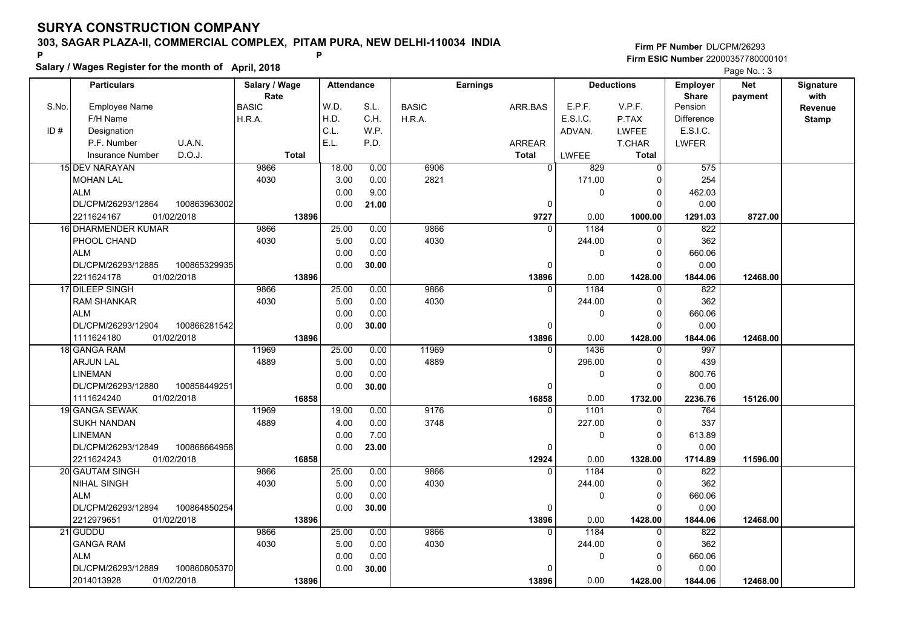# SURYA CONSTRUCTION COMPANY

**303, SAGAR PLAZA-II, COMMERCIAL COMPLEX, PITAM PURA, NEW DELHI-110034 INDIA**

P P

**Salary / Wages Register for the month of April, 2018**

**Firm PF Number** DL/CPM/26293
**Firm ESIC Number** 22000357780000101

| Particulars | | Salary / Wage Rate | Attendance | | Earnings | | Deductions | | Employer Share | Net payment | Signature with Revenue Stamp |
|---|---|---|---|---|---|---|---|---|---|---|---|
| S.No. Employee Name | | BASIC | W.D. | S.L. | BASIC | ARR.BAS | E.P.F. | V.P.F. | Pension | | |
| F/H Name | | H.R.A. | H.D. | C.H. | H.R.A. | | E.S.I.C. | P.TAX | Difference | | |
| ID # Designation | | | C.L. | W.P. | | | ADVAN. | LWFEE | E.S.I.C. | | |
| P.F. Number | U.A.N. | | E.L. | P.D. | | ARREAR | | T.CHAR | LWFER | | |
| Insurance Number | D.O.J. | Total | | | | Total | LWFEE | Total | | | |
| 15 DEV NARAYAN | | 9866 | 18.00 | 0.00 | 6906 | 0 | 829 | 0 | 575 | | |
| MOHAN LAL | | 4030 | 3.00 | 0.00 | 2821 | | 171.00 | 0 | 254 | | |
| ALM | | | 0.00 | 9.00 | | | 0 | 0 | 462.03 | | |
| DL/CPM/26293/12864 | 100863963002 | | 0.00 | 21.00 | | 0 | | 0 | 0.00 | | |
| 2211624167 | 01/02/2018 | 13896 | | | | 9727 | 0.00 | 1000.00 | 1291.03 | 8727.00 | |
| 16 DHARMENDER KUMAR | | 9866 | 25.00 | 0.00 | 9866 | 0 | 1184 | 0 | 822 | | |
| PHOOL CHAND | | 4030 | 5.00 | 0.00 | 4030 | | 244.00 | 0 | 362 | | |
| ALM | | | 0.00 | 0.00 | | | 0 | 0 | 660.06 | | |
| DL/CPM/26293/12885 | 100865329935 | | 0.00 | 30.00 | | 0 | | 0 | 0.00 | | |
| 2211624178 | 01/02/2018 | 13896 | | | | 13896 | 0.00 | 1428.00 | 1844.06 | 12468.00 | |
| 17 DILEEP SINGH | | 9866 | 25.00 | 0.00 | 9866 | 0 | 1184 | 0 | 822 | | |
| RAM SHANKAR | | 4030 | 5.00 | 0.00 | 4030 | | 244.00 | 0 | 362 | | |
| ALM | | | 0.00 | 0.00 | | | 0 | 0 | 660.06 | | |
| DL/CPM/26293/12904 | 100866281542 | | 0.00 | 30.00 | | 0 | | 0 | 0.00 | | |
| 1111624180 | 01/02/2018 | 13896 | | | | 13896 | 0.00 | 1428.00 | 1844.06 | 12468.00 | |
| 18 GANGA RAM | | 11969 | 25.00 | 0.00 | 11969 | 0 | 1436 | 0 | 997 | | |
| ARJUN LAL | | 4889 | 5.00 | 0.00 | 4889 | | 296.00 | 0 | 439 | | |
| LINEMAN | | | 0.00 | 0.00 | | | 0 | 0 | 800.76 | | |
| DL/CPM/26293/12880 | 100858449251 | | 0.00 | 30.00 | | 0 | | 0 | 0.00 | | |
| 1111624240 | 01/02/2018 | 16858 | | | | 16858 | 0.00 | 1732.00 | 2236.76 | 15126.00 | |
| 19 GANGA SEWAK | | 11969 | 19.00 | 0.00 | 9176 | 0 | 1101 | 0 | 764 | | |
| SUKH NANDAN | | 4889 | 4.00 | 0.00 | 3748 | | 227.00 | 0 | 337 | | |
| LINEMAN | | | 0.00 | 7.00 | | | 0 | 0 | 613.89 | | |
| DL/CPM/26293/12849 | 100868664958 | | 0.00 | 23.00 | | 0 | | 0 | 0.00 | | |
| 2211624243 | 01/02/2018 | 16858 | | | | 12924 | 0.00 | 1328.00 | 1714.89 | 11596.00 | |
| 20 GAUTAM SINGH | | 9866 | 25.00 | 0.00 | 9866 | 0 | 1184 | 0 | 822 | | |
| NIHAL SINGH | | 4030 | 5.00 | 0.00 | 4030 | | 244.00 | 0 | 362 | | |
| ALM | | | 0.00 | 0.00 | | | 0 | 0 | 660.06 | | |
| DL/CPM/26293/12894 | 100864850254 | | 0.00 | 30.00 | | 0 | | 0 | 0.00 | | |
| 2212979651 | 01/02/2018 | 13896 | | | | 13896 | 0.00 | 1428.00 | 1844.06 | 12468.00 | |
| 21 GUDDU | | 9866 | 25.00 | 0.00 | 9866 | 0 | 1184 | 0 | 822 | | |
| GANGA RAM | | 4030 | 5.00 | 0.00 | 4030 | | 244.00 | 0 | 362 | | |
| ALM | | | 0.00 | 0.00 | | | 0 | 0 | 660.06 | | |
| DL/CPM/26293/12889 | 100860805370 | | 0.00 | 30.00 | | 0 | | 0 | 0.00 | | |
| 2014013928 | 01/02/2018 | 13896 | | | | 13896 | 0.00 | 1428.00 | 1844.06 | 12468.00 | |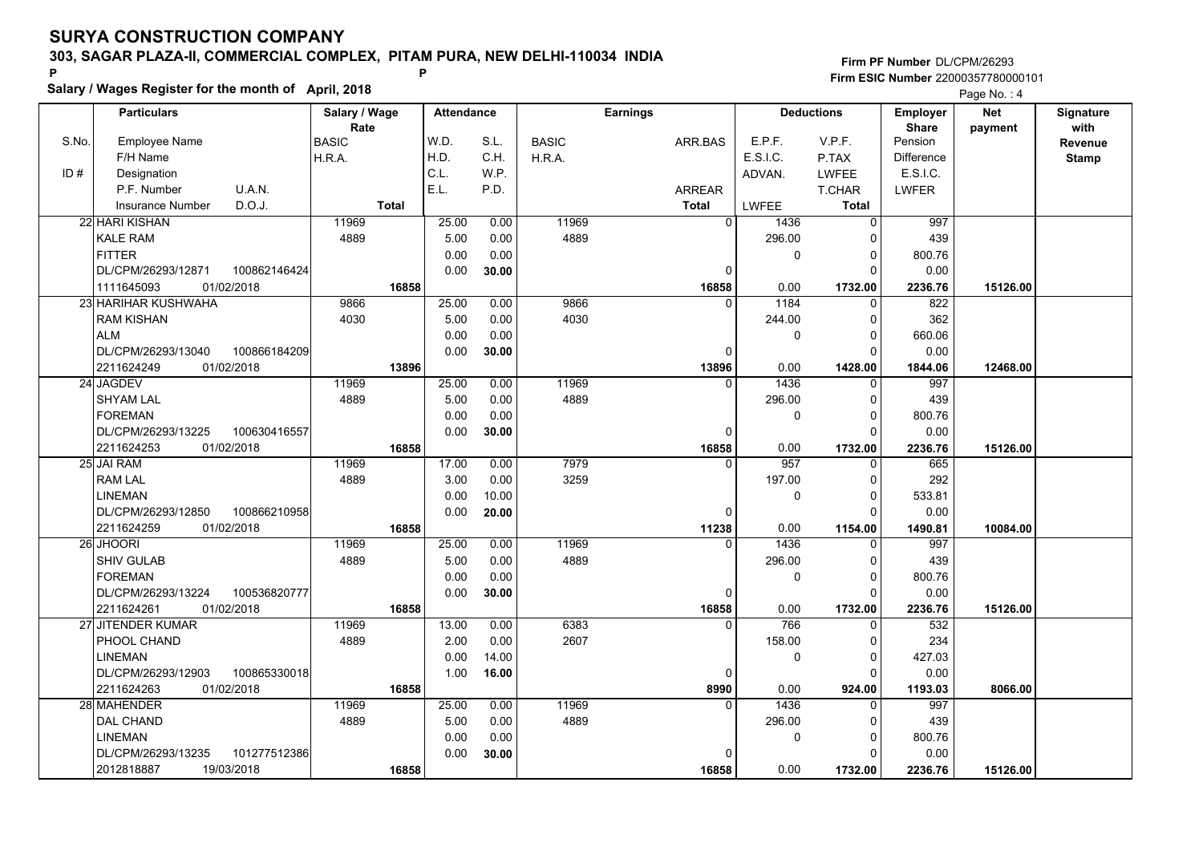# SURYA CONSTRUCTION COMPANY

**303, SAGAR PLAZA-II, COMMERCIAL COMPLEX, PITAM PURA, NEW DELHI-110034 INDIA**

P P

**Salary / Wages Register for the month of April, 2018**

**Firm PF Number** DL/CPM/26293
**Firm ESIC Number** 22000357780000101

Page No. : 4

| S.No. / ID # | Particulars: Employee Name / F/H Name / Designation / P.F. Number, U.A.N. / Insurance Number, D.O.J. | Salary / Wage Rate: BASIC / H.R.A. / Total | Attendance: W.D. / H.D. / C.L. / E.L. | Attendance: S.L. / C.H. / W.P. / P.D. | Earnings: BASIC / H.R.A. | Earnings: ARR.BAS / ARREAR / Total | Deductions: E.P.F. / E.S.I.C. / ADVAN. / LWFEE | Deductions: V.P.F. / P.TAX / LWFEE / T.CHAR / Total | Employer Share: Pension / Difference / E.S.I.C. / LWFER | Net payment | Signature with Revenue Stamp |
|---|---|---|---|---|---|---|---|---|---|---|---|
| 22 | HARI KISHAN<br>KALE RAM<br>FITTER<br>DL/CPM/26293/12871 100862146424<br>1111645093 01/02/2018 | 11969<br>4889<br><br><br>16858 | 25.00<br>5.00<br>0.00<br>0.00 | 0.00<br>0.00<br>0.00<br>30.00 | 11969<br>4889 | 0<br><br>0<br>16858 | 1436<br>296.00<br>0<br><br>0.00 | 0<br>0<br>0<br>0<br>1732.00 | 997<br>439<br>800.76<br>0.00<br>2236.76 | 15126.00 | |
| 23 | HARIHAR KUSHWAHA<br>RAM KISHAN<br>ALM<br>DL/CPM/26293/13040 100866184209<br>2211624249 01/02/2018 | 9866<br>4030<br><br><br>13896 | 25.00<br>5.00<br>0.00<br>0.00 | 0.00<br>0.00<br>0.00<br>30.00 | 9866<br>4030 | 0<br><br>0<br>13896 | 1184<br>244.00<br>0<br><br>0.00 | 0<br>0<br>0<br>0<br>1428.00 | 822<br>362<br>660.06<br>0.00<br>1844.06 | 12468.00 | |
| 24 | JAGDEV<br>SHYAM LAL<br>FOREMAN<br>DL/CPM/26293/13225 100630416557<br>2211624253 01/02/2018 | 11969<br>4889<br><br><br>16858 | 25.00<br>5.00<br>0.00<br>0.00 | 0.00<br>0.00<br>0.00<br>30.00 | 11969<br>4889 | 0<br><br>0<br>16858 | 1436<br>296.00<br>0<br><br>0.00 | 0<br>0<br>0<br>0<br>1732.00 | 997<br>439<br>800.76<br>0.00<br>2236.76 | 15126.00 | |
| 25 | JAI RAM<br>RAM LAL<br>LINEMAN<br>DL/CPM/26293/12850 100866210958<br>2211624259 01/02/2018 | 11969<br>4889<br><br><br>16858 | 17.00<br>3.00<br>0.00<br>0.00 | 0.00<br>0.00<br>10.00<br>20.00 | 7979<br>3259 | 0<br><br>0<br>11238 | 957<br>197.00<br>0<br><br>0.00 | 0<br>0<br>0<br>0<br>1154.00 | 665<br>292<br>533.81<br>0.00<br>1490.81 | 10084.00 | |
| 26 | JHOORI<br>SHIV GULAB<br>FOREMAN<br>DL/CPM/26293/13224 100536820777<br>2211624261 01/02/2018 | 11969<br>4889<br><br><br>16858 | 25.00<br>5.00<br>0.00<br>0.00 | 0.00<br>0.00<br>0.00<br>30.00 | 11969<br>4889 | 0<br><br>0<br>16858 | 1436<br>296.00<br>0<br><br>0.00 | 0<br>0<br>0<br>0<br>1732.00 | 997<br>439<br>800.76<br>0.00<br>2236.76 | 15126.00 | |
| 27 | JITENDER KUMAR<br>PHOOL CHAND<br>LINEMAN<br>DL/CPM/26293/12903 100865330018<br>2211624263 01/02/2018 | 11969<br>4889<br><br><br>16858 | 13.00<br>2.00<br>0.00<br>1.00 | 0.00<br>0.00<br>14.00<br>16.00 | 6383<br>2607 | 0<br><br>0<br>8990 | 766<br>158.00<br>0<br><br>0.00 | 0<br>0<br>0<br>0<br>924.00 | 532<br>234<br>427.03<br>0.00<br>1193.03 | 8066.00 | |
| 28 | MAHENDER<br>DAL CHAND<br>LINEMAN<br>DL/CPM/26293/13235 101277512386<br>2012818887 19/03/2018 | 11969<br>4889<br><br><br>16858 | 25.00<br>5.00<br>0.00<br>0.00 | 0.00<br>0.00<br>0.00<br>30.00 | 11969<br>4889 | 0<br><br>0<br>16858 | 1436<br>296.00<br>0<br><br>0.00 | 0<br>0<br>0<br>0<br>1732.00 | 997<br>439<br>800.76<br>0.00<br>2236.76 | 15126.00 | |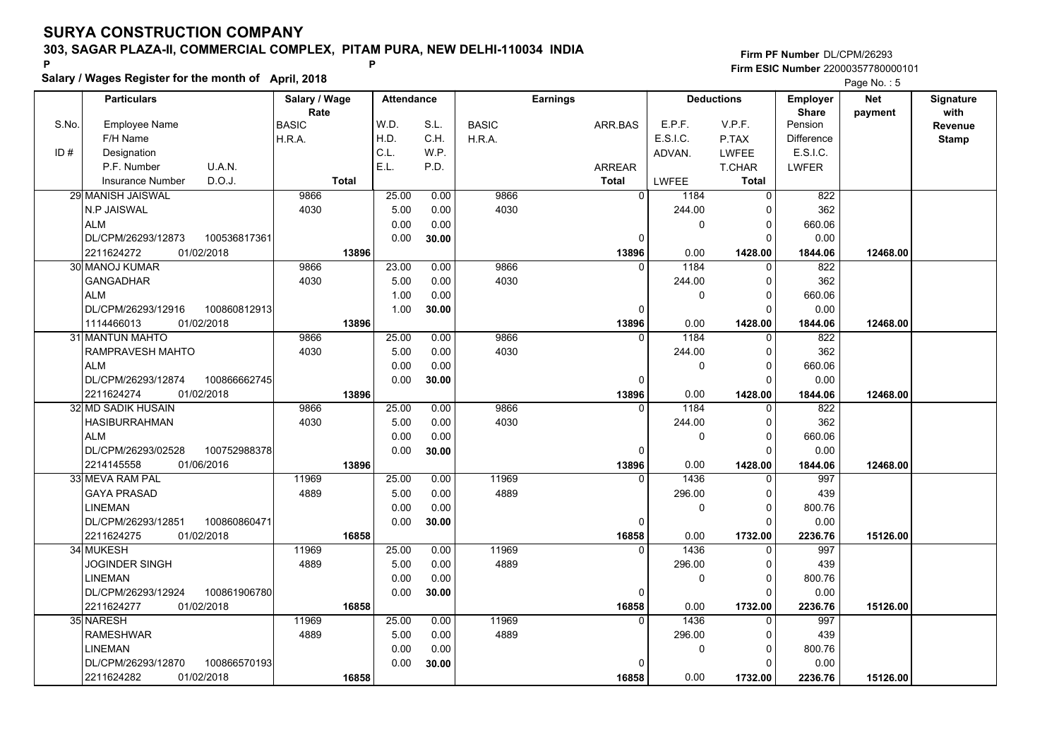# SURYA CONSTRUCTION COMPANY

## 303, SAGAR PLAZA-II, COMMERCIAL COMPLEX, PITAM PURA, NEW DELHI-110034 INDIA

**Salary / Wages Register for the month of April, 2018**

**Firm PF Number** DL/CPM/26293
**Firm ESIC Number** 22000357780000101

| S.No. | Employee Name / F/H Name / Designation / P.F. Number / U.A.N. / Insurance Number / D.O.J. | BASIC / H.R.A. / Total | W.D. / H.D. / C.L. / E.L. | S.L. / C.H. / W.P. / P.D. | BASIC / H.R.A. | ARR.BAS / ARREAR / Total | E.P.F. / E.S.I.C. / ADVAN. / LWFEE | V.P.F. / P.TAX / LWFEE / T.CHAR / Total | Employer Share: Pension / Difference / E.S.I.C. / LWFER | Net payment | Signature with Revenue Stamp |
|---|---|---|---|---|---|---|---|---|---|---|---|
| 29 | MANISH JAISWAL / N.P JAISWAL / ALM / DL/CPM/26293/12873 / 100536817361 / 2211624272 / 01/02/2018 | 9866 / 4030 / 13896 | 25.00 / 5.00 / 0.00 / 0.00 | 0.00 / 0.00 / 0.00 / 30.00 | 9866 / 4030 | 0 / 0 / 13896 | 1184 / 244.00 / 0 / 0.00 | 0 / 0 / 0 / 0 / 1428.00 | 822 / 362 / 660.06 / 0.00 / 1844.06 | 12468.00 | |
| 30 | MANOJ KUMAR / GANGADHAR / ALM / DL/CPM/26293/12916 / 100860812913 / 1114466013 / 01/02/2018 | 9866 / 4030 / 13896 | 23.00 / 5.00 / 1.00 / 1.00 | 0.00 / 0.00 / 0.00 / 30.00 | 9866 / 4030 | 0 / 0 / 13896 | 1184 / 244.00 / 0 / 0.00 | 0 / 0 / 0 / 0 / 1428.00 | 822 / 362 / 660.06 / 0.00 / 1844.06 | 12468.00 | |
| 31 | MANTUN MAHTO / RAMPRAVESH MAHTO / ALM / DL/CPM/26293/12874 / 100866662745 / 2211624274 / 01/02/2018 | 9866 / 4030 / 13896 | 25.00 / 5.00 / 0.00 / 0.00 | 0.00 / 0.00 / 0.00 / 30.00 | 9866 / 4030 | 0 / 0 / 13896 | 1184 / 244.00 / 0 / 0.00 | 0 / 0 / 0 / 0 / 1428.00 | 822 / 362 / 660.06 / 0.00 / 1844.06 | 12468.00 | |
| 32 | MD SADIK HUSAIN / HASIBURRAHMAN / ALM / DL/CPM/26293/02528 / 100752988378 / 2214145558 / 01/06/2016 | 9866 / 4030 / 13896 | 25.00 / 5.00 / 0.00 / 0.00 | 0.00 / 0.00 / 0.00 / 30.00 | 9866 / 4030 | 0 / 0 / 13896 | 1184 / 244.00 / 0 / 0.00 | 0 / 0 / 0 / 0 / 1428.00 | 822 / 362 / 660.06 / 0.00 / 1844.06 | 12468.00 | |
| 33 | MEVA RAM PAL / GAYA PRASAD / LINEMAN / DL/CPM/26293/12851 / 100860860471 / 2211624275 / 01/02/2018 | 11969 / 4889 / 16858 | 25.00 / 5.00 / 0.00 / 0.00 | 0.00 / 0.00 / 0.00 / 30.00 | 11969 / 4889 | 0 / 0 / 16858 | 1436 / 296.00 / 0 / 0.00 | 0 / 0 / 0 / 0 / 1732.00 | 997 / 439 / 800.76 / 0.00 / 2236.76 | 15126.00 | |
| 34 | MUKESH / JOGINDER SINGH / LINEMAN / DL/CPM/26293/12924 / 100861906780 / 2211624277 / 01/02/2018 | 11969 / 4889 / 16858 | 25.00 / 5.00 / 0.00 / 0.00 | 0.00 / 0.00 / 0.00 / 30.00 | 11969 / 4889 | 0 / 0 / 16858 | 1436 / 296.00 / 0 / 0.00 | 0 / 0 / 0 / 0 / 1732.00 | 997 / 439 / 800.76 / 0.00 / 2236.76 | 15126.00 | |
| 35 | NARESH / RAMESHWAR / LINEMAN / DL/CPM/26293/12870 / 100866570193 / 2211624282 / 01/02/2018 | 11969 / 4889 / 16858 | 25.00 / 5.00 / 0.00 / 0.00 | 0.00 / 0.00 / 0.00 / 30.00 | 11969 / 4889 | 0 / 0 / 16858 | 1436 / 296.00 / 0 / 0.00 | 0 / 0 / 0 / 0 / 1732.00 | 997 / 439 / 800.76 / 0.00 / 2236.76 | 15126.00 | |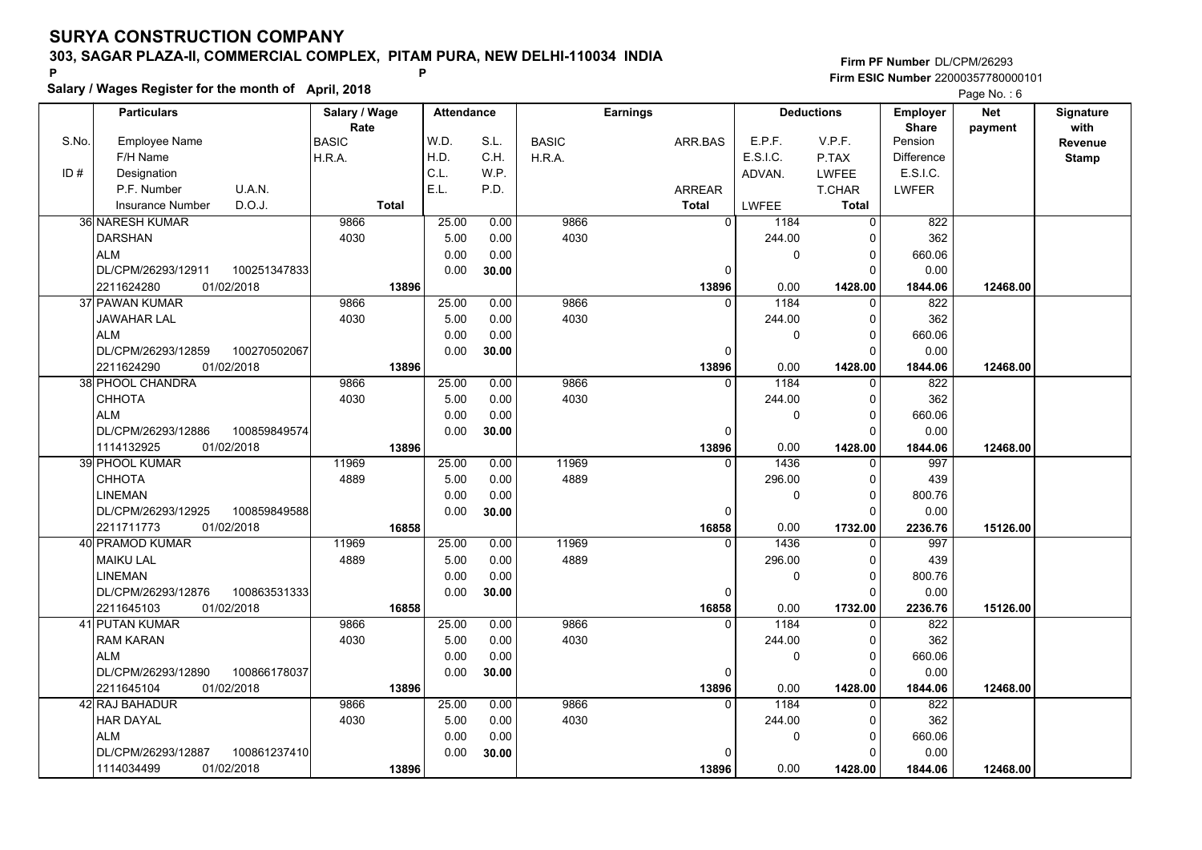# SURYA CONSTRUCTION COMPANY

**303, SAGAR PLAZA-II, COMMERCIAL COMPLEX, PITAM PURA, NEW DELHI-110034 INDIA**

**Salary / Wages Register for the month of April, 2018**

**Firm PF Number** DL/CPM/26293
**Firm ESIC Number** 22000357780000101

| S.No. / ID # | Employee Name / F/H Name / Designation / P.F. Number / U.A.N. / Insurance Number / D.O.J. | Salary / Wage Rate: BASIC / H.R.A. / Total | Attendance: W.D. / H.D. / C.L. / E.L. | Attendance: S.L. / C.H. / W.P. / P.D. | Earnings: BASIC / H.R.A. | Earnings: ARR.BAS / ARREAR / Total | Deductions: E.P.F. / E.S.I.C. / ADVAN. / LWFEE | Deductions: V.P.F. / P.TAX / LWFEE / T.CHAR / Total | Employer Share: Pension / Difference / E.S.I.C. / LWFER | Net payment | Signature with Revenue Stamp |
|---|---|---|---|---|---|---|---|---|---|---|---|
| 36 | NARESH KUMAR / DARSHAN / ALM / DL/CPM/26293/12911 / 100251347833 / 2211624280 / 01/02/2018 | 9866 / 4030 / 13896 | 25.00 / 5.00 / 0.00 / 0.00 | 0.00 / 0.00 / 0.00 / 30.00 | 9866 / 4030 | 0 / 0 / 13896 | 1184 / 244.00 / 0 / 0.00 | 0 / 0 / 0 / 0 / 1428.00 | 822 / 362 / 660.06 / 0.00 / 1844.06 | 12468.00 | |
| 37 | PAWAN KUMAR / JAWAHAR LAL / ALM / DL/CPM/26293/12859 / 100270502067 / 2211624290 / 01/02/2018 | 9866 / 4030 / 13896 | 25.00 / 5.00 / 0.00 / 0.00 | 0.00 / 0.00 / 0.00 / 30.00 | 9866 / 4030 | 0 / 0 / 13896 | 1184 / 244.00 / 0 / 0.00 | 0 / 0 / 0 / 0 / 1428.00 | 822 / 362 / 660.06 / 0.00 / 1844.06 | 12468.00 | |
| 38 | PHOOL CHANDRA / CHHOTA / ALM / DL/CPM/26293/12886 / 100859849574 / 1114132925 / 01/02/2018 | 9866 / 4030 / 13896 | 25.00 / 5.00 / 0.00 / 0.00 | 0.00 / 0.00 / 0.00 / 30.00 | 9866 / 4030 | 0 / 0 / 13896 | 1184 / 244.00 / 0 / 0.00 | 0 / 0 / 0 / 0 / 1428.00 | 822 / 362 / 660.06 / 0.00 / 1844.06 | 12468.00 | |
| 39 | PHOOL KUMAR / CHHOTA / LINEMAN / DL/CPM/26293/12925 / 100859849588 / 2211711773 / 01/02/2018 | 11969 / 4889 / 16858 | 25.00 / 5.00 / 0.00 / 0.00 | 0.00 / 0.00 / 0.00 / 30.00 | 11969 / 4889 | 0 / 0 / 16858 | 1436 / 296.00 / 0 / 0.00 | 0 / 0 / 0 / 0 / 1732.00 | 997 / 439 / 800.76 / 0.00 / 2236.76 | 15126.00 | |
| 40 | PRAMOD KUMAR / MAIKU LAL / LINEMAN / DL/CPM/26293/12876 / 100863531333 / 2211645103 / 01/02/2018 | 11969 / 4889 / 16858 | 25.00 / 5.00 / 0.00 / 0.00 | 0.00 / 0.00 / 0.00 / 30.00 | 11969 / 4889 | 0 / 0 / 16858 | 1436 / 296.00 / 0 / 0.00 | 0 / 0 / 0 / 0 / 1732.00 | 997 / 439 / 800.76 / 0.00 / 2236.76 | 15126.00 | |
| 41 | PUTAN KUMAR / RAM KARAN / ALM / DL/CPM/26293/12890 / 100866178037 / 2211645104 / 01/02/2018 | 9866 / 4030 / 13896 | 25.00 / 5.00 / 0.00 / 0.00 | 0.00 / 0.00 / 0.00 / 30.00 | 9866 / 4030 | 0 / 0 / 13896 | 1184 / 244.00 / 0 / 0.00 | 0 / 0 / 0 / 0 / 1428.00 | 822 / 362 / 660.06 / 0.00 / 1844.06 | 12468.00 | |
| 42 | RAJ BAHADUR / HAR DAYAL / ALM / DL/CPM/26293/12887 / 100861237410 / 1114034499 / 01/02/2018 | 9866 / 4030 / 13896 | 25.00 / 5.00 / 0.00 / 0.00 | 0.00 / 0.00 / 0.00 / 30.00 | 9866 / 4030 | 0 / 0 / 13896 | 1184 / 244.00 / 0 / 0.00 | 0 / 0 / 0 / 0 / 1428.00 | 822 / 362 / 660.06 / 0.00 / 1844.06 | 12468.00 | |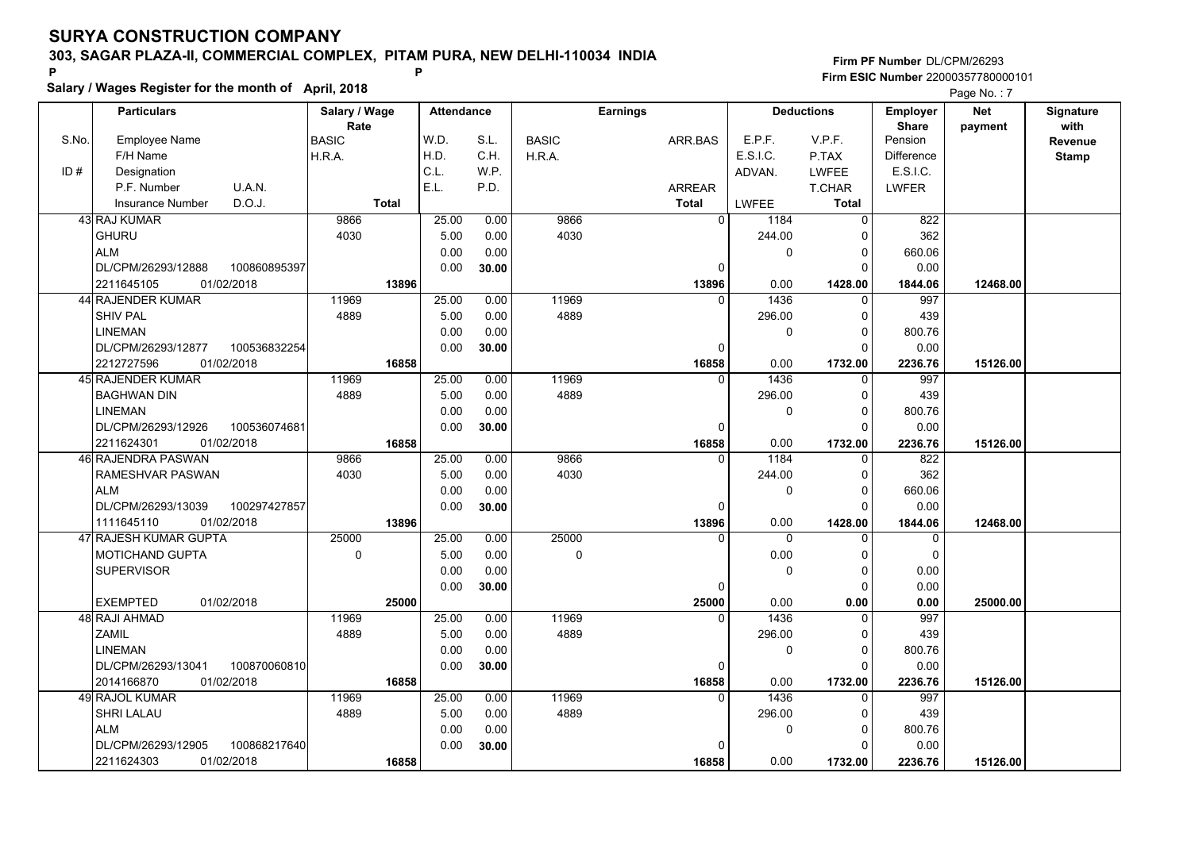# SURYA CONSTRUCTION COMPANY

**303, SAGAR PLAZA-II, COMMERCIAL COMPLEX, PITAM PURA, NEW DELHI-110034 INDIA**

**Firm PF Number** DL/CPM/26293
**Firm ESIC Number** 22000357780000101

**Salary / Wages Register for the month of April, 2018**

| S.No. | Employee Name / F/H Name / Designation / P.F. Number / U.A.N. / Insurance Number / D.O.J. | Salary / Wage Rate: BASIC / H.R.A. / Total | Attendance: W.D. / H.D. / C.L. / E.L. | Attendance: S.L. / C.H. / W.P. / P.D. | Earnings: BASIC / H.R.A. | Earnings: ARR.BAS / ARREAR / Total | Deductions: E.P.F. / E.S.I.C. / ADVAN. / LWFEE | Deductions: V.P.F. / P.TAX / LWFEE / T.CHAR / Total | Employer Share: Pension / Difference / E.S.I.C. / LWFER | Net payment | Signature with Revenue Stamp |
|---|---|---|---|---|---|---|---|---|---|---|---|
| 43 | RAJ KUMAR / GHURU / ALM / DL/CPM/26293/12888 / 100860895397 / 2211645105 / 01/02/2018 | 9866 / 4030 / 13896 | 25.00 / 5.00 / 0.00 / 0.00 | 0.00 / 0.00 / 0.00 / 30.00 | 9866 / 4030 | 0 / 0 / 13896 | 1184 / 244.00 / 0 / 0.00 | 0 / 0 / 0 / 0 / 1428.00 | 822 / 362 / 660.06 / 0.00 / 1844.06 | 12468.00 | |
| 44 | RAJENDER KUMAR / SHIV PAL / LINEMAN / DL/CPM/26293/12877 / 100536832254 / 2212727596 / 01/02/2018 | 11969 / 4889 / 16858 | 25.00 / 5.00 / 0.00 / 0.00 | 0.00 / 0.00 / 0.00 / 30.00 | 11969 / 4889 | 0 / 0 / 16858 | 1436 / 296.00 / 0 / 0.00 | 0 / 0 / 0 / 0 / 1732.00 | 997 / 439 / 800.76 / 0.00 / 2236.76 | 15126.00 | |
| 45 | RAJENDER KUMAR / BAGHWAN DIN / LINEMAN / DL/CPM/26293/12926 / 100536074681 / 2211624301 / 01/02/2018 | 11969 / 4889 / 16858 | 25.00 / 5.00 / 0.00 / 0.00 | 0.00 / 0.00 / 0.00 / 30.00 | 11969 / 4889 | 0 / 0 / 16858 | 1436 / 296.00 / 0 / 0.00 | 0 / 0 / 0 / 0 / 1732.00 | 997 / 439 / 800.76 / 0.00 / 2236.76 | 15126.00 | |
| 46 | RAJENDRA PASWAN / RAMESHVAR PASWAN / ALM / DL/CPM/26293/13039 / 100297427857 / 1111645110 / 01/02/2018 | 9866 / 4030 / 13896 | 25.00 / 5.00 / 0.00 / 0.00 | 0.00 / 0.00 / 0.00 / 30.00 | 9866 / 4030 | 0 / 0 / 13896 | 1184 / 244.00 / 0 / 0.00 | 0 / 0 / 0 / 0 / 1428.00 | 822 / 362 / 660.06 / 0.00 / 1844.06 | 12468.00 | |
| 47 | RAJESH KUMAR GUPTA / MOTICHAND GUPTA / SUPERVISOR / EXEMPTED / 01/02/2018 | 25000 / 0 / 25000 | 25.00 / 5.00 / 0.00 / 0.00 | 0.00 / 0.00 / 0.00 / 30.00 | 25000 / 0 | 0 / 0 / 25000 | 0 / 0.00 / 0 / 0.00 | 0 / 0 / 0 / 0 / 0.00 | 0 / 0 / 0.00 / 0.00 / 0.00 | 25000.00 | |
| 48 | RAJI AHMAD / ZAMIL / LINEMAN / DL/CPM/26293/13041 / 100870060810 / 2014166870 / 01/02/2018 | 11969 / 4889 / 16858 | 25.00 / 5.00 / 0.00 / 0.00 | 0.00 / 0.00 / 0.00 / 30.00 | 11969 / 4889 | 0 / 0 / 16858 | 1436 / 296.00 / 0 / 0.00 | 0 / 0 / 0 / 0 / 1732.00 | 997 / 439 / 800.76 / 0.00 / 2236.76 | 15126.00 | |
| 49 | RAJOL KUMAR / SHRI LALAU / ALM / DL/CPM/26293/12905 / 100868217640 / 2211624303 / 01/02/2018 | 11969 / 4889 / 16858 | 25.00 / 5.00 / 0.00 / 0.00 | 0.00 / 0.00 / 0.00 / 30.00 | 11969 / 4889 | 0 / 0 / 16858 | 1436 / 296.00 / 0 / 0.00 | 0 / 0 / 0 / 0 / 1732.00 | 997 / 439 / 800.76 / 0.00 / 2236.76 | 15126.00 | |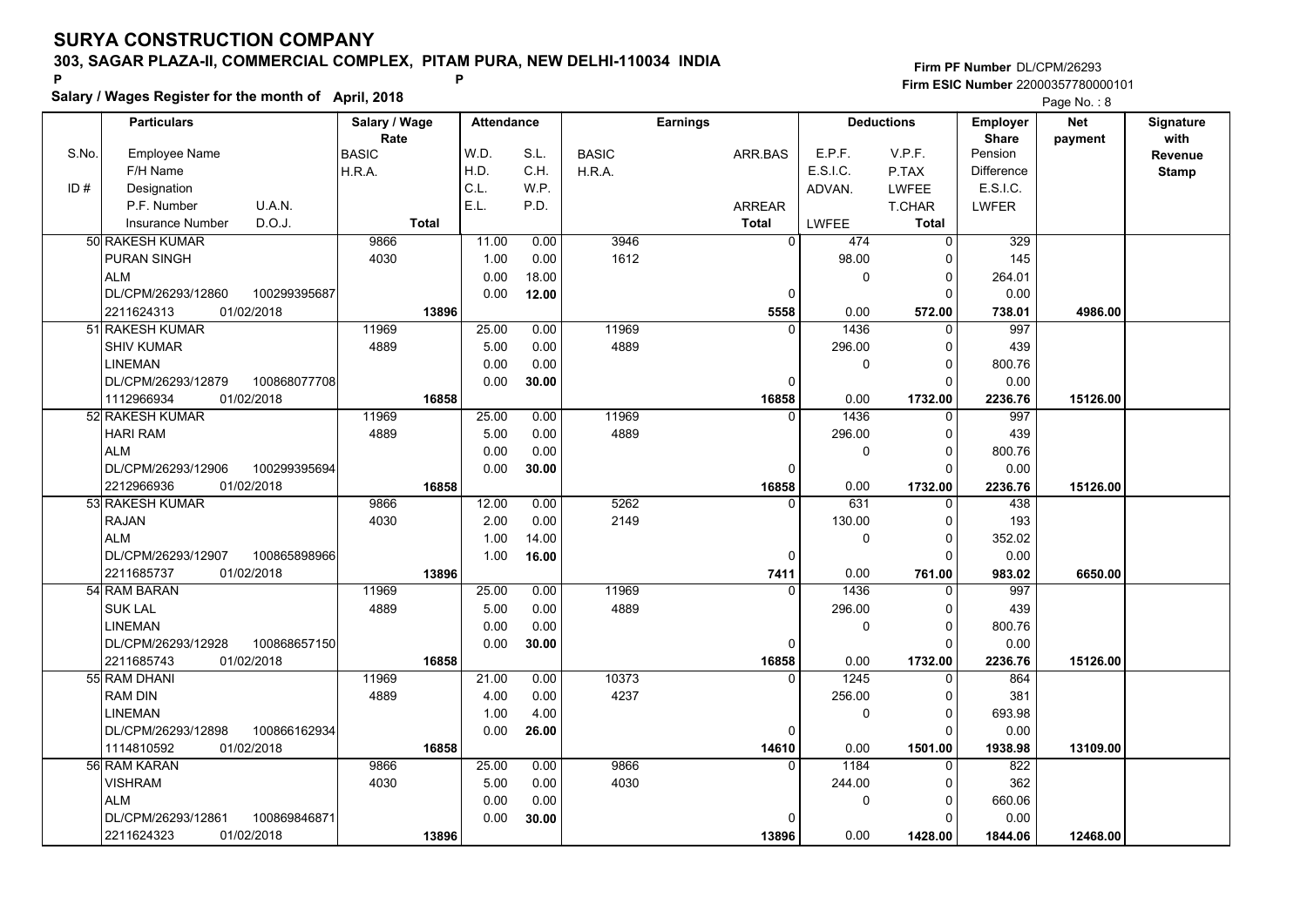# SURYA CONSTRUCTION COMPANY

**303, SAGAR PLAZA-II, COMMERCIAL COMPLEX, PITAM PURA, NEW DELHI-110034 INDIA**

P P

**Salary / Wages Register for the month of April, 2018**

**Firm PF Number** DL/CPM/26293
**Firm ESIC Number** 22000357780000101

Page No. : 8

| S.No. | Employee Name / F/H Name / ID # Designation / P.F. Number U.A.N. / Insurance Number D.O.J. | Salary / Wage Rate: BASIC / H.R.A. / Total | W.D. / H.D. / C.L. / E.L. | S.L. / C.H. / W.P. / P.D. | BASIC / H.R.A. | ARR.BAS / ARREAR / Total | E.P.F. / E.S.I.C. / ADVAN. / LWFEE | V.P.F. / P.TAX / LWFEE / T.CHAR / Total | Employer Share: Pension / Difference / E.S.I.C. / LWFER | Net payment | Signature with Revenue Stamp |
|---|---|---|---|---|---|---|---|---|---|---|---|
| 50 | RAKESH KUMAR / PURAN SINGH / ALM / DL/CPM/26293/12860 100299395687 / 2211624313 01/02/2018 | 9866 / 4030 / 13896 | 11.00 / 1.00 / 0.00 / 0.00 | 0.00 / 0.00 / 18.00 / 12.00 | 3946 / 1612 | 0 / 0 / 5558 | 474 / 98.00 / 0 / 0.00 | 0 / 0 / 0 / 0 / 572.00 | 329 / 145 / 264.01 / 0.00 / 738.01 | 4986.00 | |
| 51 | RAKESH KUMAR / SHIV KUMAR / LINEMAN / DL/CPM/26293/12879 100868077708 / 1112966934 01/02/2018 | 11969 / 4889 / 16858 | 25.00 / 5.00 / 0.00 / 0.00 | 0.00 / 0.00 / 0.00 / 30.00 | 11969 / 4889 | 0 / 0 / 16858 | 1436 / 296.00 / 0 / 0.00 | 0 / 0 / 0 / 0 / 1732.00 | 997 / 439 / 800.76 / 0.00 / 2236.76 | 15126.00 | |
| 52 | RAKESH KUMAR / HARI RAM / ALM / DL/CPM/26293/12906 100299395694 / 2212966936 01/02/2018 | 11969 / 4889 / 16858 | 25.00 / 5.00 / 0.00 / 0.00 | 0.00 / 0.00 / 0.00 / 30.00 | 11969 / 4889 | 0 / 0 / 16858 | 1436 / 296.00 / 0 / 0.00 | 0 / 0 / 0 / 0 / 1732.00 | 997 / 439 / 800.76 / 0.00 / 2236.76 | 15126.00 | |
| 53 | RAKESH KUMAR / RAJAN / ALM / DL/CPM/26293/12907 100865898966 / 2211685737 01/02/2018 | 9866 / 4030 / 13896 | 12.00 / 2.00 / 1.00 / 1.00 | 0.00 / 0.00 / 14.00 / 16.00 | 5262 / 2149 | 0 / 0 / 7411 | 631 / 130.00 / 0 / 0.00 | 0 / 0 / 0 / 0 / 761.00 | 438 / 193 / 352.02 / 0.00 / 983.02 | 6650.00 | |
| 54 | RAM BARAN / SUK LAL / LINEMAN / DL/CPM/26293/12928 100868657150 / 2211685743 01/02/2018 | 11969 / 4889 / 16858 | 25.00 / 5.00 / 0.00 / 0.00 | 0.00 / 0.00 / 0.00 / 30.00 | 11969 / 4889 | 0 / 0 / 16858 | 1436 / 296.00 / 0 / 0.00 | 0 / 0 / 0 / 0 / 1732.00 | 997 / 439 / 800.76 / 0.00 / 2236.76 | 15126.00 | |
| 55 | RAM DHANI / RAM DIN / LINEMAN / DL/CPM/26293/12898 100866162934 / 1114810592 01/02/2018 | 11969 / 4889 / 16858 | 21.00 / 4.00 / 1.00 / 0.00 | 0.00 / 0.00 / 4.00 / 26.00 | 10373 / 4237 | 0 / 0 / 14610 | 1245 / 256.00 / 0 / 0.00 | 0 / 0 / 0 / 0 / 1501.00 | 864 / 381 / 693.98 / 0.00 / 1938.98 | 13109.00 | |
| 56 | RAM KARAN / VISHRAM / ALM / DL/CPM/26293/12861 100869846871 / 2211624323 01/02/2018 | 9866 / 4030 / 13896 | 25.00 / 5.00 / 0.00 / 0.00 | 0.00 / 0.00 / 0.00 / 30.00 | 9866 / 4030 | 0 / 0 / 13896 | 1184 / 244.00 / 0 / 0.00 | 0 / 0 / 0 / 0 / 1428.00 | 822 / 362 / 660.06 / 0.00 / 1844.06 | 12468.00 | |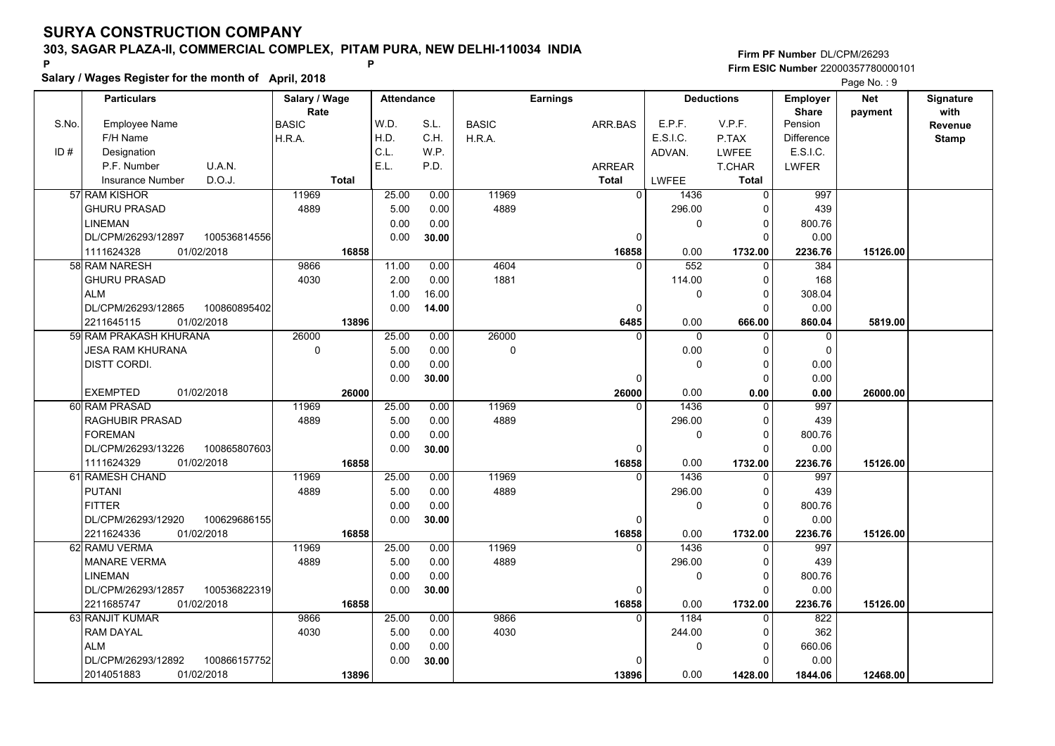# SURYA CONSTRUCTION COMPANY

## 303, SAGAR PLAZA-II, COMMERCIAL COMPLEX, PITAM PURA, NEW DELHI-110034 INDIA

**Salary / Wages Register for the month of April, 2018**

Firm PF Number DL/CPM/26293
Firm ESIC Number 22000357780000101

| S.No. | Particulars: Employee Name / F/H Name / Designation / P.F. Number, U.A.N. / Insurance Number, D.O.J. | Salary / Wage Rate: BASIC / H.R.A. / Total | Attendance: W.D. / H.D. / C.L. / E.L. | Attendance: S.L. / C.H. / W.P. / P.D. | Earnings: BASIC / H.R.A. | Earnings: ARR.BAS / ARREAR / Total | Deductions: E.P.F. / E.S.I.C. / ADVAN. / LWFEE | Deductions: V.P.F. / P.TAX / LWFEE / T.CHAR / Total | Employer Share: Pension / Difference / E.S.I.C. / LWFER | Net payment | Signature with Revenue Stamp |
|---|---|---|---|---|---|---|---|---|---|---|---|
| 57 | RAM KISHOR<br>GHURU PRASAD<br>LINEMAN<br>DL/CPM/26293/12897 100536814556<br>1111624328 01/02/2018 | 11969<br>4889<br>16858 | 25.00<br>5.00<br>0.00<br>0.00 | 0.00<br>0.00<br>0.00<br>30.00 | 11969<br>4889 | 0<br>0<br>16858 | 1436<br>296.00<br>0<br>0.00 | 0<br>0<br>0<br>0<br>1732.00 | 997<br>439<br>800.76<br>0.00<br>2236.76 | 15126.00 | |
| 58 | RAM NARESH<br>GHURU PRASAD<br>ALM<br>DL/CPM/26293/12865 100860895402<br>2211645115 01/02/2018 | 9866<br>4030<br>13896 | 11.00<br>2.00<br>1.00<br>0.00 | 0.00<br>0.00<br>16.00<br>14.00 | 4604<br>1881 | 0<br>0<br>6485 | 552<br>114.00<br>0<br>0.00 | 0<br>0<br>0<br>0<br>666.00 | 384<br>168<br>308.04<br>0.00<br>860.04 | 5819.00 | |
| 59 | RAM PRAKASH KHURANA<br>JESA RAM KHURANA<br>DISTT CORDI.<br><br>EXEMPTED 01/02/2018 | 26000<br>0<br>26000 | 25.00<br>5.00<br>0.00<br>0.00 | 0.00<br>0.00<br>0.00<br>30.00 | 26000<br>0 | 0<br>0<br>26000 | 0<br>0.00<br>0<br>0.00 | 0<br>0<br>0<br>0<br>0.00 | 0<br>0<br>0.00<br>0.00<br>0.00 | 26000.00 | |
| 60 | RAM PRASAD<br>RAGHUBIR PRASAD<br>FOREMAN<br>DL/CPM/26293/13226 100865807603<br>1111624329 01/02/2018 | 11969<br>4889<br>16858 | 25.00<br>5.00<br>0.00<br>0.00 | 0.00<br>0.00<br>0.00<br>30.00 | 11969<br>4889 | 0<br>0<br>16858 | 1436<br>296.00<br>0<br>0.00 | 0<br>0<br>0<br>0<br>1732.00 | 997<br>439<br>800.76<br>0.00<br>2236.76 | 15126.00 | |
| 61 | RAMESH CHAND<br>PUTANI<br>FITTER<br>DL/CPM/26293/12920 100629686155<br>2211624336 01/02/2018 | 11969<br>4889<br>16858 | 25.00<br>5.00<br>0.00<br>0.00 | 0.00<br>0.00<br>0.00<br>30.00 | 11969<br>4889 | 0<br>0<br>16858 | 1436<br>296.00<br>0<br>0.00 | 0<br>0<br>0<br>0<br>1732.00 | 997<br>439<br>800.76<br>0.00<br>2236.76 | 15126.00 | |
| 62 | RAMU VERMA<br>MANARE VERMA<br>LINEMAN<br>DL/CPM/26293/12857 100536822319<br>2211685747 01/02/2018 | 11969<br>4889<br>16858 | 25.00<br>5.00<br>0.00<br>0.00 | 0.00<br>0.00<br>0.00<br>30.00 | 11969<br>4889 | 0<br>0<br>16858 | 1436<br>296.00<br>0<br>0.00 | 0<br>0<br>0<br>0<br>1732.00 | 997<br>439<br>800.76<br>0.00<br>2236.76 | 15126.00 | |
| 63 | RANJIT KUMAR<br>RAM DAYAL<br>ALM<br>DL/CPM/26293/12892 100866157752<br>2014051883 01/02/2018 | 9866<br>4030<br>13896 | 25.00<br>5.00<br>0.00<br>0.00 | 0.00<br>0.00<br>0.00<br>30.00 | 9866<br>4030 | 0<br>0<br>13896 | 1184<br>244.00<br>0<br>0.00 | 0<br>0<br>0<br>0<br>1428.00 | 822<br>362<br>660.06<br>0.00<br>1844.06 | 12468.00 | |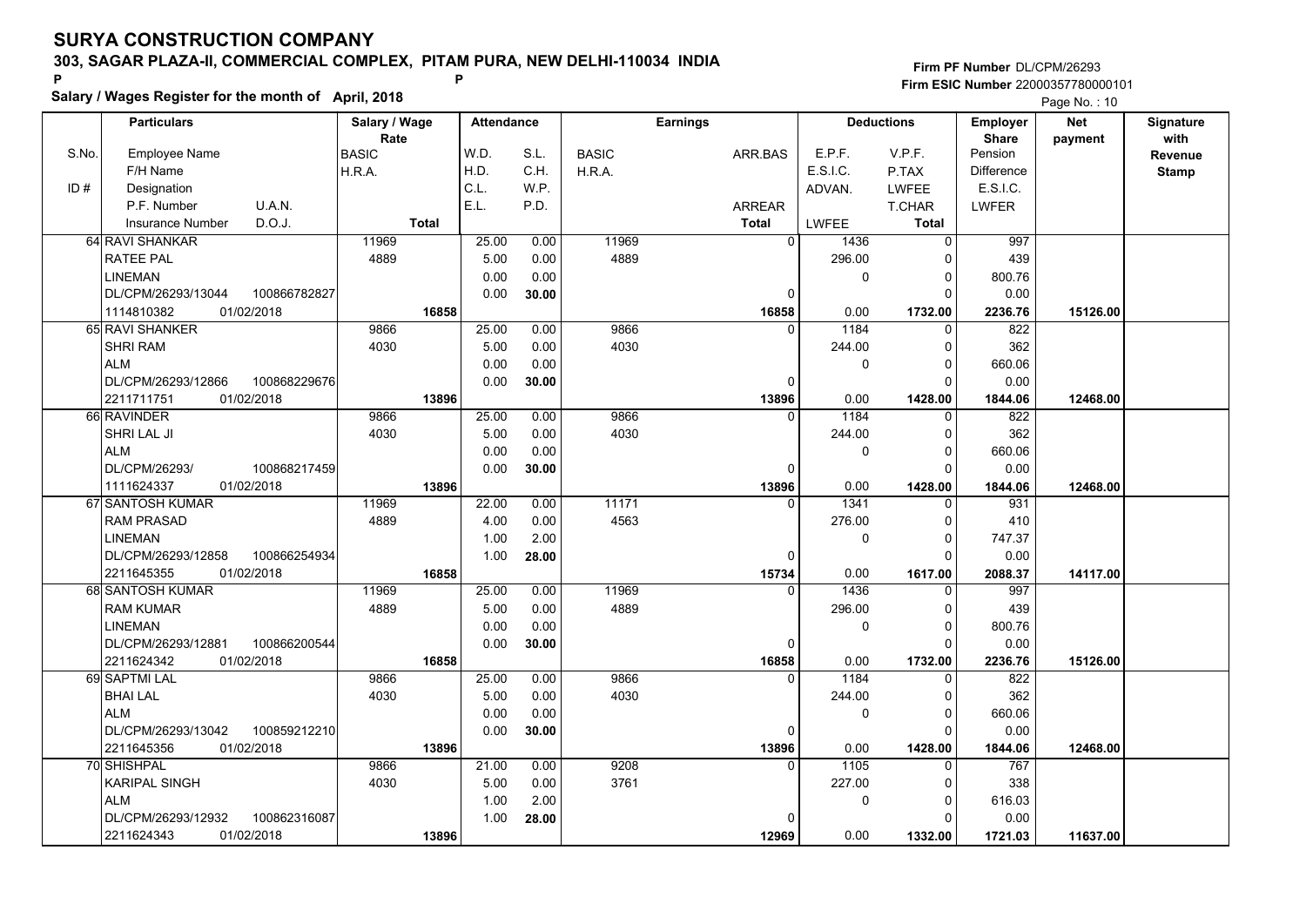# SURYA CONSTRUCTION COMPANY

## 303, SAGAR PLAZA-II, COMMERCIAL COMPLEX, PITAM PURA, NEW DELHI-110034 INDIA

**Salary / Wages Register for the month of April, 2018**

Firm PF Number DL/CPM/26293
Firm ESIC Number 22000357780000101

Page No. : 10

| S.No. | Particulars: Employee Name / F/H Name / Designation / P.F. Number, U.A.N. / Insurance Number, D.O.J. | Salary / Wage Rate: BASIC / H.R.A. / Total | Attendance: W.D. / H.D. / C.L. / E.L. | Attendance: S.L. / C.H. / W.P. / P.D. | Earnings: BASIC / H.R.A. | Earnings: ARR.BAS / ARREAR / Total | Deductions: E.P.F. / E.S.I.C. / ADVAN. / LWFEE | Deductions: V.P.F. / P.TAX / LWFEE / T.CHAR / Total | Employer Share: Pension / Difference / E.S.I.C. / LWFER | Net payment | Signature with Revenue Stamp |
|---|---|---|---|---|---|---|---|---|---|---|---|
| 64 | RAVI SHANKAR / RATEE PAL / LINEMAN / DL/CPM/26293/13044, 100866782827 / 1114810382, 01/02/2018 | 11969 / 4889 / 16858 | 25.00 / 5.00 / 0.00 / 0.00 | 0.00 / 0.00 / 0.00 / 30.00 | 11969 / 4889 | 0 / 0 / 16858 | 1436 / 296.00 / 0 / 0.00 | 0 / 0 / 0 / 0 / 1732.00 | 997 / 439 / 800.76 / 0.00 / 2236.76 | 15126.00 | |
| 65 | RAVI SHANKER / SHRI RAM / ALM / DL/CPM/26293/12866, 100868229676 / 2211711751, 01/02/2018 | 9866 / 4030 / 13896 | 25.00 / 5.00 / 0.00 / 0.00 | 0.00 / 0.00 / 0.00 / 30.00 | 9866 / 4030 | 0 / 0 / 13896 | 1184 / 244.00 / 0 / 0.00 | 0 / 0 / 0 / 0 / 1428.00 | 822 / 362 / 660.06 / 0.00 / 1844.06 | 12468.00 | |
| 66 | RAVINDER / SHRI LAL JI / ALM / DL/CPM/26293/, 100868217459 / 1111624337, 01/02/2018 | 9866 / 4030 / 13896 | 25.00 / 5.00 / 0.00 / 0.00 | 0.00 / 0.00 / 0.00 / 30.00 | 9866 / 4030 | 0 / 0 / 13896 | 1184 / 244.00 / 0 / 0.00 | 0 / 0 / 0 / 0 / 1428.00 | 822 / 362 / 660.06 / 0.00 / 1844.06 | 12468.00 | |
| 67 | SANTOSH KUMAR / RAM PRASAD / LINEMAN / DL/CPM/26293/12858, 100866254934 / 2211645355, 01/02/2018 | 11969 / 4889 / 16858 | 22.00 / 4.00 / 1.00 / 1.00 | 0.00 / 0.00 / 2.00 / 28.00 | 11171 / 4563 | 0 / 0 / 15734 | 1341 / 276.00 / 0 / 0.00 | 0 / 0 / 0 / 0 / 1617.00 | 931 / 410 / 747.37 / 0.00 / 2088.37 | 14117.00 | |
| 68 | SANTOSH KUMAR / RAM KUMAR / LINEMAN / DL/CPM/26293/12881, 100866200544 / 2211624342, 01/02/2018 | 11969 / 4889 / 16858 | 25.00 / 5.00 / 0.00 / 0.00 | 0.00 / 0.00 / 0.00 / 30.00 | 11969 / 4889 | 0 / 0 / 16858 | 1436 / 296.00 / 0 / 0.00 | 0 / 0 / 0 / 0 / 1732.00 | 997 / 439 / 800.76 / 0.00 / 2236.76 | 15126.00 | |
| 69 | SAPTMI LAL / BHAI LAL / ALM / DL/CPM/26293/13042, 100859212210 / 2211645356, 01/02/2018 | 9866 / 4030 / 13896 | 25.00 / 5.00 / 0.00 / 0.00 | 0.00 / 0.00 / 0.00 / 30.00 | 9866 / 4030 | 0 / 0 / 13896 | 1184 / 244.00 / 0 / 0.00 | 0 / 0 / 0 / 0 / 1428.00 | 822 / 362 / 660.06 / 0.00 / 1844.06 | 12468.00 | |
| 70 | SHISHPAL / KARIPAL SINGH / ALM / DL/CPM/26293/12932, 100862316087 / 2211624343, 01/02/2018 | 9866 / 4030 / 13896 | 21.00 / 5.00 / 1.00 / 1.00 | 0.00 / 0.00 / 2.00 / 28.00 | 9208 / 3761 | 0 / 0 / 12969 | 1105 / 227.00 / 0 / 0.00 | 0 / 0 / 0 / 0 / 1332.00 | 767 / 338 / 616.03 / 0.00 / 1721.03 | 11637.00 | |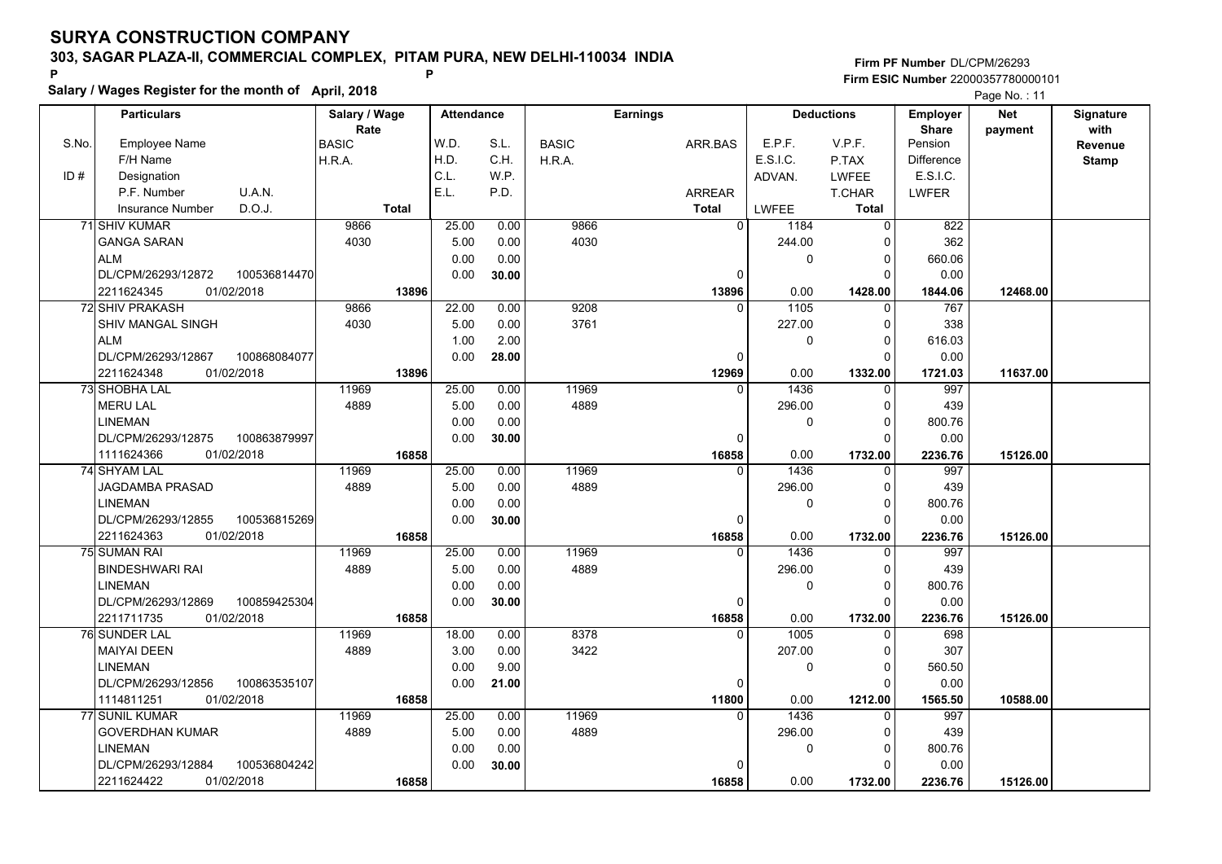# SURYA CONSTRUCTION COMPANY

**303, SAGAR PLAZA-II, COMMERCIAL COMPLEX, PITAM PURA, NEW DELHI-110034 INDIA**

**Salary / Wages Register for the month of April, 2018**

**Firm PF Number** DL/CPM/26293
**Firm ESIC Number** 22000357780000101

| Particulars | | Salary / Wage Rate | Attendance | | Earnings | | Deductions | | Employer Share | Net payment | Signature with Revenue Stamp |
|---|---|---|---|---|---|---|---|---|---|---|---|
| S.No. Employee Name | | BASIC | W.D. | S.L. | BASIC | ARR.BAS | E.P.F. | V.P.F. | Pension | | |
| F/H Name | | H.R.A. | H.D. | C.H. | H.R.A. | | E.S.I.C. | P.TAX | Difference | | |
| ID # Designation | | | C.L. | W.P. | | | ADVAN. | LWFEE | E.S.I.C. | | |
| P.F. Number | U.A.N. | | E.L. | P.D. | | ARREAR | | T.CHAR | LWFER | | |
| Insurance Number | D.O.J. | Total | | | | Total | LWFEE | Total | | | |
| 71 SHIV KUMAR | | 9866 | 25.00 | 0.00 | 9866 | 0 | 1184 | 0 | 822 | | |
| GANGA SARAN | | 4030 | 5.00 | 0.00 | 4030 | | 244.00 | 0 | 362 | | |
| ALM | | | 0.00 | 0.00 | | | 0 | 0 | 660.06 | | |
| DL/CPM/26293/12872 | 100536814470 | | 0.00 | 30.00 | | 0 | | 0 | 0.00 | | |
| 2211624345 | 01/02/2018 | 13896 | | | | 13896 | 0.00 | 1428.00 | 1844.06 | 12468.00 | |
| 72 SHIV PRAKASH | | 9866 | 22.00 | 0.00 | 9208 | 0 | 1105 | 0 | 767 | | |
| SHIV MANGAL SINGH | | 4030 | 5.00 | 0.00 | 3761 | | 227.00 | 0 | 338 | | |
| ALM | | | 1.00 | 2.00 | | | 0 | 0 | 616.03 | | |
| DL/CPM/26293/12867 | 100868084077 | | 0.00 | 28.00 | | 0 | | 0 | 0.00 | | |
| 2211624348 | 01/02/2018 | 13896 | | | | 12969 | 0.00 | 1332.00 | 1721.03 | 11637.00 | |
| 73 SHOBHA LAL | | 11969 | 25.00 | 0.00 | 11969 | 0 | 1436 | 0 | 997 | | |
| MERU LAL | | 4889 | 5.00 | 0.00 | 4889 | | 296.00 | 0 | 439 | | |
| LINEMAN | | | 0.00 | 0.00 | | | 0 | 0 | 800.76 | | |
| DL/CPM/26293/12875 | 100863879997 | | 0.00 | 30.00 | | 0 | | 0 | 0.00 | | |
| 1111624366 | 01/02/2018 | 16858 | | | | 16858 | 0.00 | 1732.00 | 2236.76 | 15126.00 | |
| 74 SHYAM LAL | | 11969 | 25.00 | 0.00 | 11969 | 0 | 1436 | 0 | 997 | | |
| JAGDAMBA PRASAD | | 4889 | 5.00 | 0.00 | 4889 | | 296.00 | 0 | 439 | | |
| LINEMAN | | | 0.00 | 0.00 | | | 0 | 0 | 800.76 | | |
| DL/CPM/26293/12855 | 100536815269 | | 0.00 | 30.00 | | 0 | | 0 | 0.00 | | |
| 2211624363 | 01/02/2018 | 16858 | | | | 16858 | 0.00 | 1732.00 | 2236.76 | 15126.00 | |
| 75 SUMAN RAI | | 11969 | 25.00 | 0.00 | 11969 | 0 | 1436 | 0 | 997 | | |
| BINDESHWARI RAI | | 4889 | 5.00 | 0.00 | 4889 | | 296.00 | 0 | 439 | | |
| LINEMAN | | | 0.00 | 0.00 | | | 0 | 0 | 800.76 | | |
| DL/CPM/26293/12869 | 100859425304 | | 0.00 | 30.00 | | 0 | | 0 | 0.00 | | |
| 2211711735 | 01/02/2018 | 16858 | | | | 16858 | 0.00 | 1732.00 | 2236.76 | 15126.00 | |
| 76 SUNDER LAL | | 11969 | 18.00 | 0.00 | 8378 | 0 | 1005 | 0 | 698 | | |
| MAIYAI DEEN | | 4889 | 3.00 | 0.00 | 3422 | | 207.00 | 0 | 307 | | |
| LINEMAN | | | 0.00 | 9.00 | | | 0 | 0 | 560.50 | | |
| DL/CPM/26293/12856 | 100863535107 | | 0.00 | 21.00 | | 0 | | 0 | 0.00 | | |
| 1114811251 | 01/02/2018 | 16858 | | | | 11800 | 0.00 | 1212.00 | 1565.50 | 10588.00 | |
| 77 SUNIL KUMAR | | 11969 | 25.00 | 0.00 | 11969 | 0 | 1436 | 0 | 997 | | |
| GOVERDHAN KUMAR | | 4889 | 5.00 | 0.00 | 4889 | | 296.00 | 0 | 439 | | |
| LINEMAN | | | 0.00 | 0.00 | | | 0 | 0 | 800.76 | | |
| DL/CPM/26293/12884 | 100536804242 | | 0.00 | 30.00 | | 0 | | 0 | 0.00 | | |
| 2211624422 | 01/02/2018 | 16858 | | | | 16858 | 0.00 | 1732.00 | 2236.76 | 15126.00 | |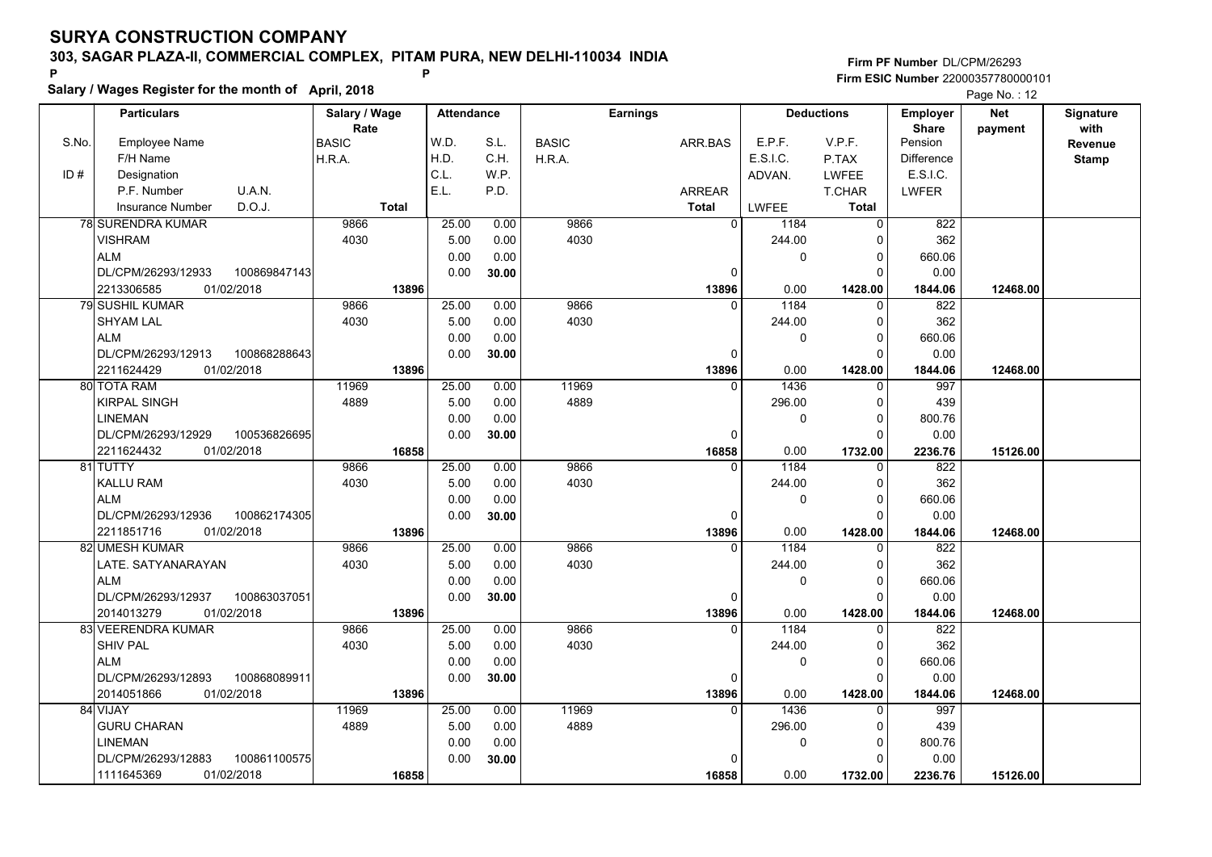# SURYA CONSTRUCTION COMPANY

**303, SAGAR PLAZA-II, COMMERCIAL COMPLEX, PITAM PURA, NEW DELHI-110034 INDIA**

P P

**Salary / Wages Register for the month of April, 2018**

**Firm PF Number** DL/CPM/26293
**Firm ESIC Number** 22000357780000101

Page No. : 12

| S.No. / ID # | Particulars: Employee Name / F/H Name / Designation / P.F. Number, U.A.N. / Insurance Number, D.O.J. | Salary / Wage Rate: BASIC / H.R.A. / Total | Attendance: W.D. / H.D. / C.L. / E.L. | Attendance: S.L. / C.H. / W.P. / P.D. | Earnings: BASIC / H.R.A. | Earnings: ARR.BAS / ARREAR / Total | Deductions: E.P.F. / E.S.I.C. / ADVAN. / LWFEE | Deductions: V.P.F. / P.TAX / LWFEE / T.CHAR / Total | Employer Share: Pension / Difference / E.S.I.C. / LWFER | Net payment | Signature with Revenue Stamp |
|---|---|---|---|---|---|---|---|---|---|---|---|
| 78 | SURENDRA KUMAR / VISHRAM / ALM / DL/CPM/26293/12933, 100869847143 / 2213306585, 01/02/2018 | 9866 / 4030 / 13896 | 25.00 / 5.00 / 0.00 / 0.00 | 0.00 / 0.00 / 0.00 / 30.00 | 9866 / 4030 | 0 / 0 / 13896 | 1184 / 244.00 / 0 / 0.00 | 0 / 0 / 0 / 0 / 1428.00 | 822 / 362 / 660.06 / 0.00 / 1844.06 | 12468.00 | |
| 79 | SUSHIL KUMAR / SHYAM LAL / ALM / DL/CPM/26293/12913, 100868288643 / 2211624429, 01/02/2018 | 9866 / 4030 / 13896 | 25.00 / 5.00 / 0.00 / 0.00 | 0.00 / 0.00 / 0.00 / 30.00 | 9866 / 4030 | 0 / 0 / 13896 | 1184 / 244.00 / 0 / 0.00 | 0 / 0 / 0 / 0 / 1428.00 | 822 / 362 / 660.06 / 0.00 / 1844.06 | 12468.00 | |
| 80 | TOTA RAM / KIRPAL SINGH / LINEMAN / DL/CPM/26293/12929, 100536826695 / 2211624432, 01/02/2018 | 11969 / 4889 / 16858 | 25.00 / 5.00 / 0.00 / 0.00 | 0.00 / 0.00 / 0.00 / 30.00 | 11969 / 4889 | 0 / 0 / 16858 | 1436 / 296.00 / 0 / 0.00 | 0 / 0 / 0 / 0 / 1732.00 | 997 / 439 / 800.76 / 0.00 / 2236.76 | 15126.00 | |
| 81 | TUTTY / KALLU RAM / ALM / DL/CPM/26293/12936, 100862174305 / 2211851716, 01/02/2018 | 9866 / 4030 / 13896 | 25.00 / 5.00 / 0.00 / 0.00 | 0.00 / 0.00 / 0.00 / 30.00 | 9866 / 4030 | 0 / 0 / 13896 | 1184 / 244.00 / 0 / 0.00 | 0 / 0 / 0 / 0 / 1428.00 | 822 / 362 / 660.06 / 0.00 / 1844.06 | 12468.00 | |
| 82 | UMESH KUMAR / LATE. SATYANARAYAN / ALM / DL/CPM/26293/12937, 100863037051 / 2014013279, 01/02/2018 | 9866 / 4030 / 13896 | 25.00 / 5.00 / 0.00 / 0.00 | 0.00 / 0.00 / 0.00 / 30.00 | 9866 / 4030 | 0 / 0 / 13896 | 1184 / 244.00 / 0 / 0.00 | 0 / 0 / 0 / 0 / 1428.00 | 822 / 362 / 660.06 / 0.00 / 1844.06 | 12468.00 | |
| 83 | VEERENDRA KUMAR / SHIV PAL / ALM / DL/CPM/26293/12893, 100868089911 / 2014051866, 01/02/2018 | 9866 / 4030 / 13896 | 25.00 / 5.00 / 0.00 / 0.00 | 0.00 / 0.00 / 0.00 / 30.00 | 9866 / 4030 | 0 / 0 / 13896 | 1184 / 244.00 / 0 / 0.00 | 0 / 0 / 0 / 0 / 1428.00 | 822 / 362 / 660.06 / 0.00 / 1844.06 | 12468.00 | |
| 84 | VIJAY / GURU CHARAN / LINEMAN / DL/CPM/26293/12883, 100861100575 / 1111645369, 01/02/2018 | 11969 / 4889 / 16858 | 25.00 / 5.00 / 0.00 / 0.00 | 0.00 / 0.00 / 0.00 / 30.00 | 11969 / 4889 | 0 / 0 / 16858 | 1436 / 296.00 / 0 / 0.00 | 0 / 0 / 0 / 0 / 1732.00 | 997 / 439 / 800.76 / 0.00 / 2236.76 | 15126.00 | |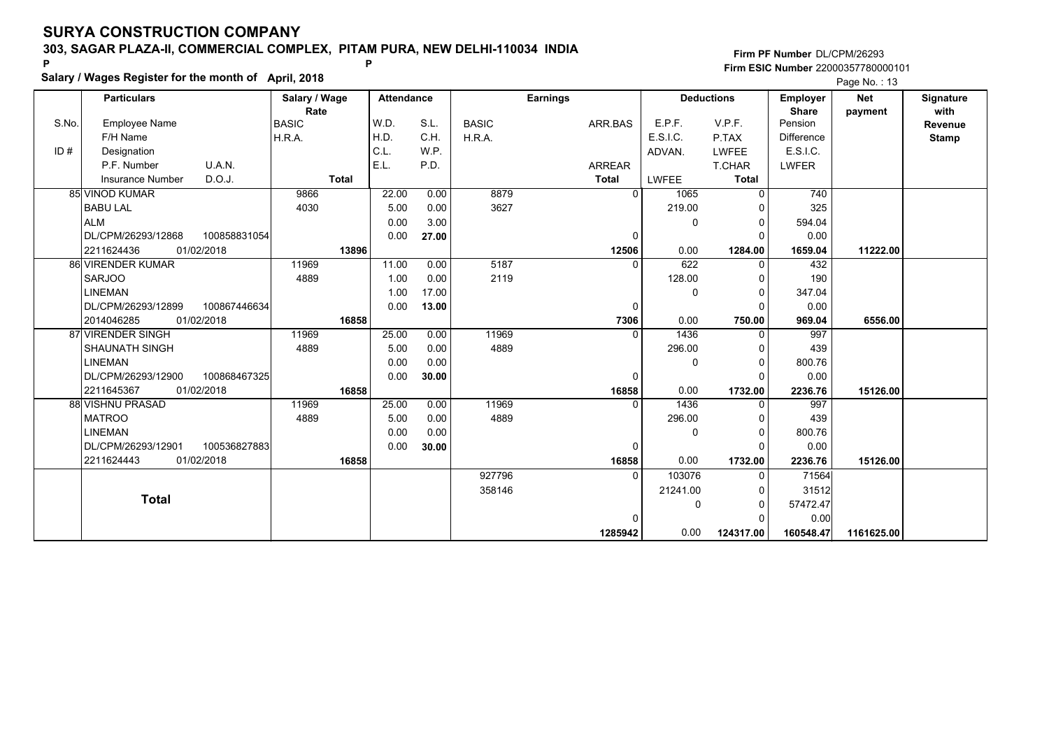# SURYA CONSTRUCTION COMPANY

## 303, SAGAR PLAZA-II, COMMERCIAL COMPLEX, PITAM PURA, NEW DELHI-110034 INDIA

P P

**Salary / Wages Register for the month of April, 2018**

Firm PF Number DL/CPM/26293
Firm ESIC Number 22000357780000101

| S.No. / ID # | Particulars: Employee Name / F/H Name / Designation / P.F. Number, U.A.N. / Insurance Number, D.O.J. | Salary / Wage Rate: BASIC / H.R.A. / Total | Attendance: W.D. / H.D. / C.L. / E.L. | Attendance: S.L. / C.H. / W.P. / P.D. | Earnings: BASIC / H.R.A. | Earnings: ARR.BAS / ARREAR / Total | Deductions: E.P.F. / E.S.I.C. / ADVAN. / LWFEE | Deductions: V.P.F. / P.TAX / LWFEE / T.CHAR / Total | Employer Share: Pension / Difference / E.S.I.C. / LWFER | Net payment | Signature with Revenue Stamp |
|---|---|---|---|---|---|---|---|---|---|---|---|
| 85 | VINOD KUMAR<br>BABU LAL<br>ALM<br>DL/CPM/26293/12868 100858831054<br>2211624436 01/02/2018 | 9866<br>4030<br>**13896** | 22.00<br>5.00<br>0.00<br>0.00 | 0.00<br>0.00<br>3.00<br>**27.00** | 8879<br>3627 | 0<br>0<br>**12506** | 1065<br>219.00<br>0<br>0.00 | 0<br>0<br>0<br>0<br>**1284.00** | 740<br>325<br>594.04<br>0.00<br>**1659.04** | **11222.00** | |
| 86 | VIRENDER KUMAR<br>SARJOO<br>LINEMAN<br>DL/CPM/26293/12899 100867446634<br>2014046285 01/02/2018 | 11969<br>4889<br>**16858** | 11.00<br>1.00<br>1.00<br>0.00 | 0.00<br>0.00<br>17.00<br>**13.00** | 5187<br>2119 | 0<br>0<br>**7306** | 622<br>128.00<br>0<br>0.00 | 0<br>0<br>0<br>0<br>**750.00** | 432<br>190<br>347.04<br>0.00<br>**969.04** | **6556.00** | |
| 87 | VIRENDER SINGH<br>SHAUNATH SINGH<br>LINEMAN<br>DL/CPM/26293/12900 100868467325<br>2211645367 01/02/2018 | 11969<br>4889<br>**16858** | 25.00<br>5.00<br>0.00<br>0.00 | 0.00<br>0.00<br>0.00<br>**30.00** | 11969<br>4889 | 0<br>0<br>**16858** | 1436<br>296.00<br>0<br>0.00 | 0<br>0<br>0<br>0<br>**1732.00** | 997<br>439<br>800.76<br>0.00<br>**2236.76** | **15126.00** | |
| 88 | VISHNU PRASAD<br>MATROO<br>LINEMAN<br>DL/CPM/26293/12901 100536827883<br>2211624443 01/02/2018 | 11969<br>4889<br>**16858** | 25.00<br>5.00<br>0.00<br>0.00 | 0.00<br>0.00<br>0.00<br>**30.00** | 11969<br>4889 | 0<br>0<br>**16858** | 1436<br>296.00<br>0<br>0.00 | 0<br>0<br>0<br>0<br>**1732.00** | 997<br>439<br>800.76<br>0.00<br>**2236.76** | **15126.00** | |
| | **Total** | | | | 927796<br>358146 | 0<br>0<br>**1285942** | 103076<br>21241.00<br>0<br>0.00 | 0<br>0<br>0<br>0<br>**124317.00** | 71564<br>31512<br>57472.47<br>0.00<br>**160548.47** | **1161625.00** | |